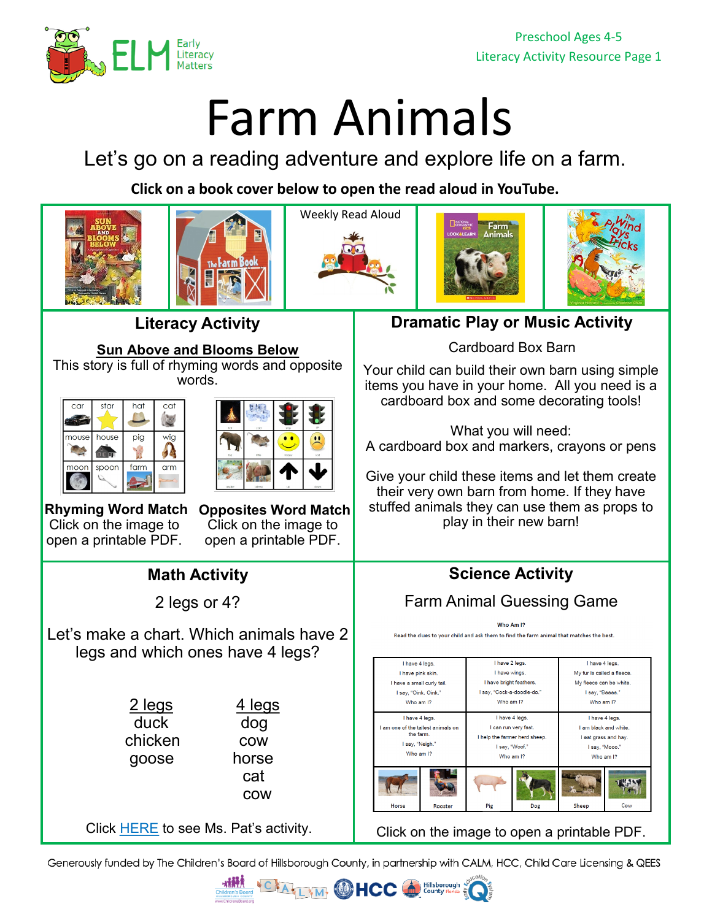Preschool Ages 4-5
Literacy Activity Resource Page 1

# Farm Animals

Let's go on a reading adventure and explore life on a farm.

**Click on a book cover below to open the read aloud in YouTube.**

Weekly Read Aloud

## Literacy Activity

**Sun Above and Blooms Below**

This story is full of rhyming words and opposite words.

| car | star | hat | cat |
|---|---|---|---|
| mouse | house | pig | wig |
| moon | spoon | farm | arm |

**Rhyming Word Match**
Click on the image to open a printable PDF.

**Opposites Word Match**
Click on the image to open a printable PDF.

## Dramatic Play or Music Activity

Cardboard Box Barn

Your child can build their own barn using simple items you have in your home. All you need is a cardboard box and some decorating tools!

What you will need:
A cardboard box and markers, crayons or pens

Give your child these items and let them create their very own barn from home. If they have stuffed animals they can use them as props to play in their new barn!

## Math Activity

2 legs or 4?

Let's make a chart. Which animals have 2 legs and which ones have 4 legs?

| 2 legs | 4 legs |
|---|---|
| duck | dog |
| chicken | cow |
| goose | horse |
| | cat |
| | cow |

Click HERE to see Ms. Pat's activity.

## Science Activity

Farm Animal Guessing Game

**Who Am I?**

Read the clues to your child and ask them to find the farm animal that matches the best.

| | | |
|---|---|---|
| I have 4 legs. I have pink skin. I have a small curly tail. I say, "Oink, Oink." Who am I? | I have 2 legs. I have wings. I have bright feathers. I say, "Cock-a-doodle-do." Who am I? | I have 4 legs. My fur is called a fleece. My fleece can be white. I say, "Baaaa." Who am I? |
| I have 4 legs. I am one of the tallest animals on the farm. I say, "Neigh." Who am I? | I have 4 legs. I can run very fast. I help the farmer herd sheep. I say, "Woof." Who am I? | I have 4 legs. I am black and white. I eat grass and hay. I say, "Mooo." Who am I? |

Horse | Rooster | Pig | Dog | Sheep | Cow

Click on the image to open a printable PDF.

Generously funded by The Children's Board of Hillsborough County, in partnership with CALM, HCC, Child Care Licensing & QEES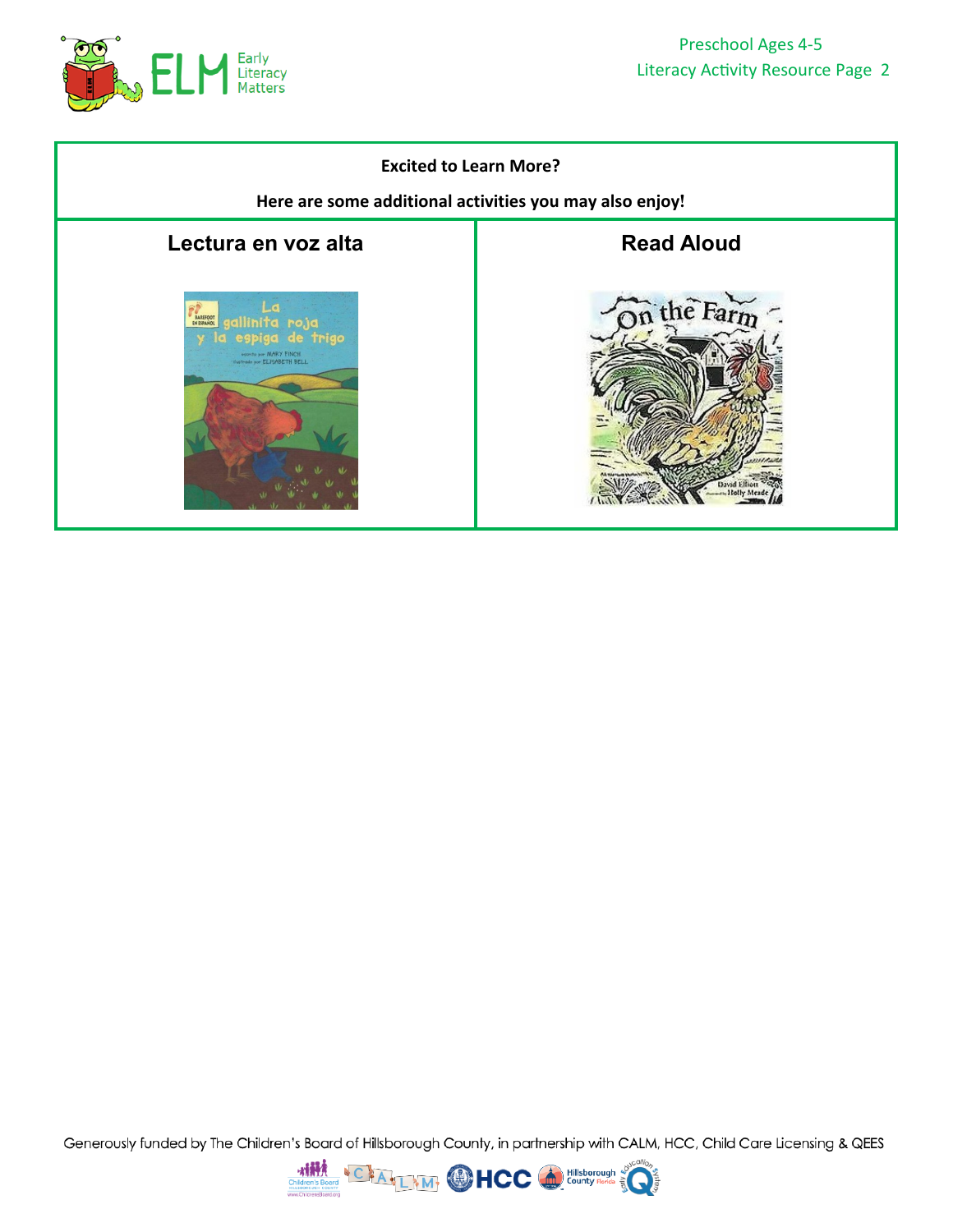**Excited to Learn More?**

**Here are some additional activities you may also enjoy!**

| Lectura en voz alta | Read Aloud |
| --- | --- |
| La gallinita roja y la espiga de trigo | On the Farm |

Generously funded by The Children's Board of Hillsborough County, in partnership with CALM, HCC, Child Care Licensing & QEES